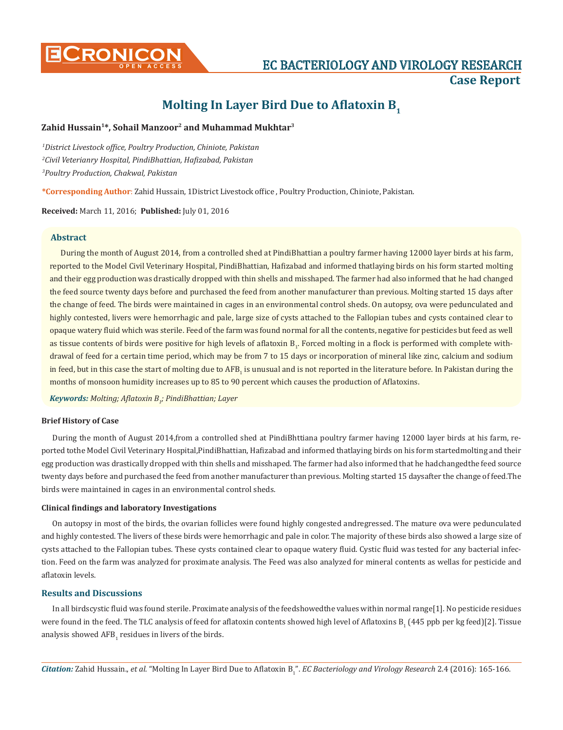# Molting In Layer Bird Due to Aflatoxin $B_1$

**Zahid Hussain[1]*, Sohail Manzoor[2] and Muhammad Mukhtar[3]**

*[1]District Livestock office, Poultry Production, Chiniote, Pakistan*

*[2]Civil Veterianry Hospital, PindiBhattian, Hafizabad, Pakistan*

*[3]Poultry Production, Chakwal, Pakistan*

**\*Corresponding Author**: Zahid Hussain, 1District Livestock office , Poultry Production, Chiniote, Pakistan.

**Received:** March 11, 2016; **Published:** July 01, 2016

## Abstract

During the month of August 2014, from a controlled shed at PindiBhattian a poultry farmer having 12000 layer birds at his farm, reported to the Model Civil Veterinary Hospital, PindiBhattian, Hafizabad and informed thatlaying birds on his form started molting and their egg production was drastically dropped with thin shells and misshaped. The farmer had also informed that he had changed the feed source twenty days before and purchased the feed from another manufacturer than previous. Molting started 15 days after the change of feed. The birds were maintained in cages in an environmental control sheds. On autopsy, ova were pedunculated and highly contested, livers were hemorrhagic and pale, large size of cysts attached to the Fallopian tubes and cysts contained clear to opaque watery fluid which was sterile. Feed of the farm was found normal for all the contents, negative for pesticides but feed as well as tissue contents of birds were positive for high levels of aflatoxin $B_1$. Forced molting in a flock is performed with complete withdrawal of feed for a certain time period, which may be from 7 to 15 days or incorporation of mineral like zinc, calcium and sodium in feed, but in this case the start of molting due to $AFB_1$ is unusual and is not reported in the literature before. In Pakistan during the months of monsoon humidity increases up to 85 to 90 percent which causes the production of Aflatoxins.

***Keywords:*** *Molting; Aflatoxin $B_1$; PindiBhattian; Layer*

### Brief History of Case

During the month of August 2014,from a controlled shed at PindiBhttiana poultry farmer having 12000 layer birds at his farm, reported tothe Model Civil Veterinary Hospital,PindiBhattian, Hafizabad and informed thatlaying birds on his form startedmolting and their egg production was drastically dropped with thin shells and misshaped. The farmer had also informed that he hadchangedthe feed source twenty days before and purchased the feed from another manufacturer than previous. Molting started 15 daysafter the change of feed.The birds were maintained in cages in an environmental control sheds.

### Clinical findings and laboratory Investigations

On autopsy in most of the birds, the ovarian follicles were found highly congested andregressed. The mature ova were pedunculated and highly contested. The livers of these birds were hemorrhagic and pale in color. The majority of these birds also showed a large size of cysts attached to the Fallopian tubes. These cysts contained clear to opaque watery fluid. Cystic fluid was tested for any bacterial infection. Feed on the farm was analyzed for proximate analysis. The Feed was also analyzed for mineral contents as wellas for pesticide and aflatoxin levels.

## Results and Discussions

In all birdscystic fluid was found sterile. Proximate analysis of the feedshowedthe values within normal range[1]. No pesticide residues were found in the feed. The TLC analysis of feed for aflatoxin contents showed high level of Aflatoxins $B_1$ (445 ppb per kg feed)[2]. Tissue analysis showed $AFB_1$ residues in livers of the birds.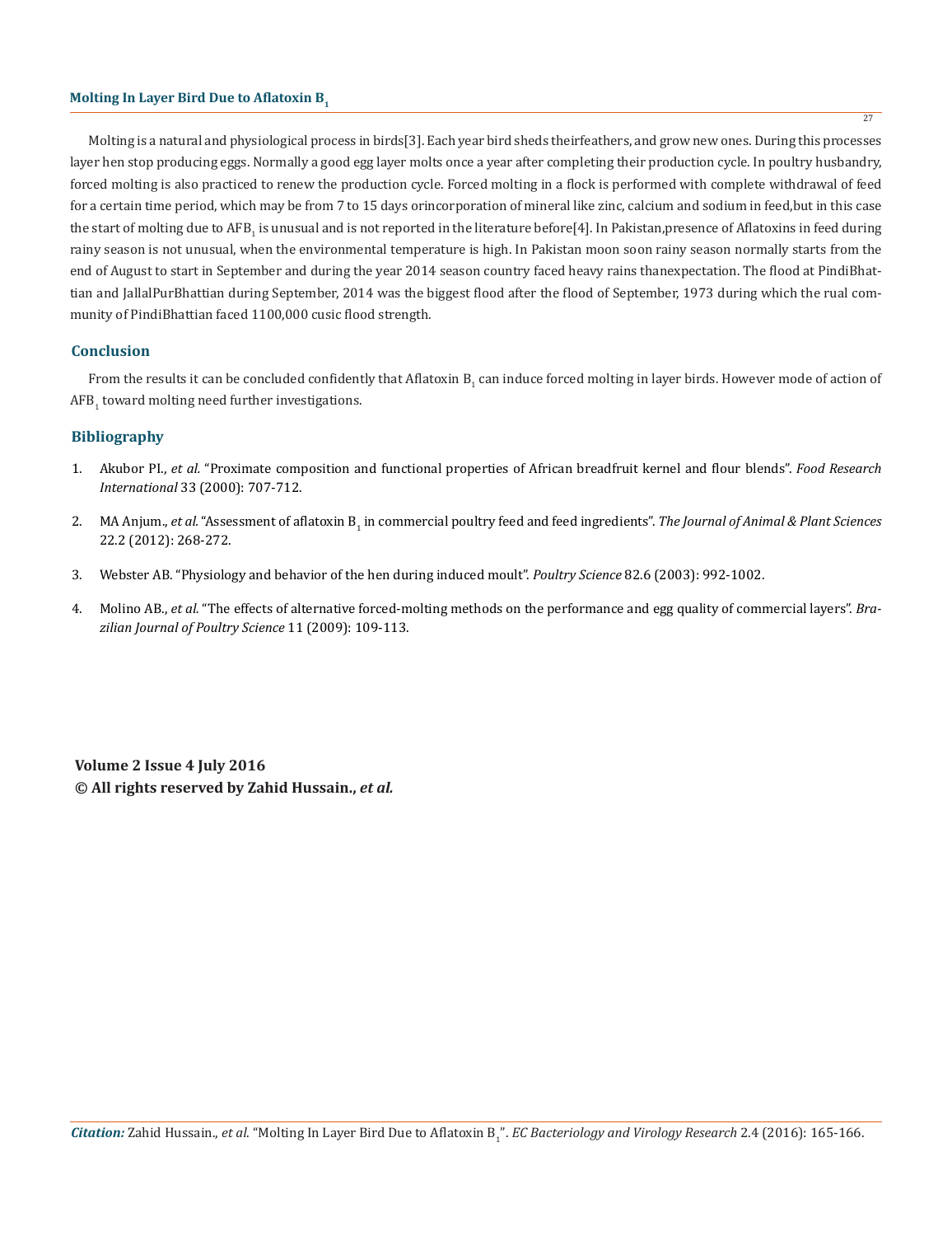Molting is a natural and physiological process in birds[3]. Each year bird sheds theirfeathers, and grow new ones. During this processes layer hen stop producing eggs. Normally a good egg layer molts once a year after completing their production cycle. In poultry husbandry, forced molting is also practiced to renew the production cycle. Forced molting in a flock is performed with complete withdrawal of feed for a certain time period, which may be from 7 to 15 days orincorporation of mineral like zinc, calcium and sodium in feed,but in this case the start of molting due to $AFB_1$ is unusual and is not reported in the literature before[4]. In Pakistan,presence of Aflatoxins in feed during rainy season is not unusual, when the environmental temperature is high. In Pakistan moon soon rainy season normally starts from the end of August to start in September and during the year 2014 season country faced heavy rains thanexpectation. The flood at PindiBhattian and JallalPurBhattian during September, 2014 was the biggest flood after the flood of September, 1973 during which the rual community of PindiBhattian faced 1100,000 cusic flood strength.

## Conclusion

From the results it can be concluded confidently that Aflatoxin $B_1$ can induce forced molting in layer birds. However mode of action of $AFB_1$ toward molting need further investigations.

## Bibliography

1. Akubor PI., *et al.* "Proximate composition and functional properties of African breadfruit kernel and flour blends". *Food Research International* 33 (2000): 707-712.
2. MA Anjum., *et al.* "Assessment of aflatoxin $B_1$ in commercial poultry feed and feed ingredients". *The Journal of Animal & Plant Sciences* 22.2 (2012): 268-272.
3. Webster AB. "Physiology and behavior of the hen during induced moult". *Poultry Science* 82.6 (2003): 992-1002.
4. Molino AB., *et al.* "The effects of alternative forced-molting methods on the performance and egg quality of commercial layers". *Brazilian Journal of Poultry Science* 11 (2009): 109-113.

**Volume 2 Issue 4 July 2016**
**© All rights reserved by Zahid Hussain., *et al.***